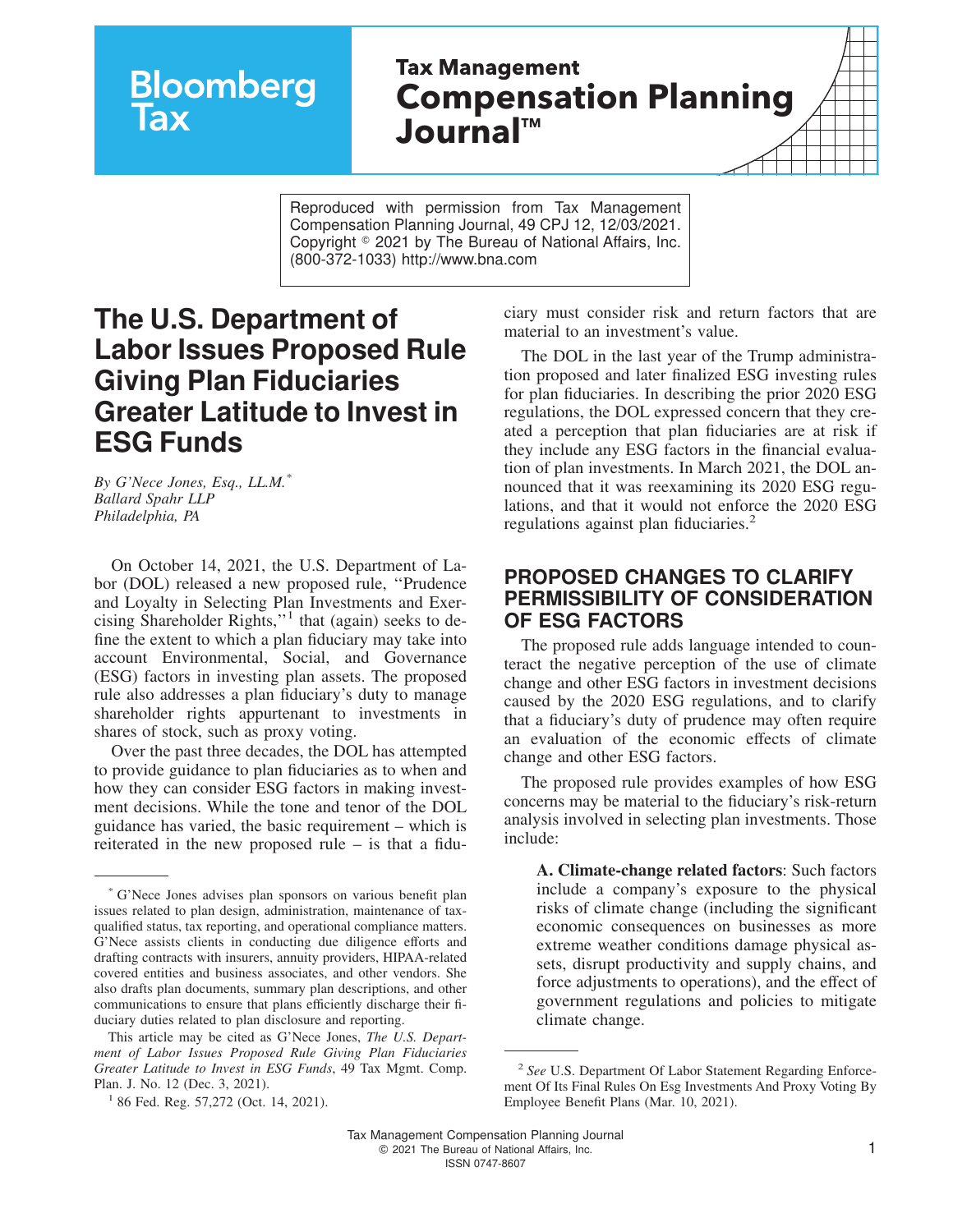Bloomberg Tax

Tax Management Compensation Planning Journal™

Reproduced with permission from Tax Management Compensation Planning Journal, 49 CPJ 12, 12/03/2021. Copyright © 2021 by The Bureau of National Affairs, Inc. (800-372-1033) http://www.bna.com

# The U.S. Department of Labor Issues Proposed Rule Giving Plan Fiduciaries Greater Latitude to Invest in ESG Funds

*By G'Nece Jones, Esq., LL.M.*[*]
*Ballard Spahr LLP*
*Philadelphia, PA*

On October 14, 2021, the U.S. Department of Labor (DOL) released a new proposed rule, "Prudence and Loyalty in Selecting Plan Investments and Exercising Shareholder Rights,"[1] that (again) seeks to define the extent to which a plan fiduciary may take into account Environmental, Social, and Governance (ESG) factors in investing plan assets. The proposed rule also addresses a plan fiduciary's duty to manage shareholder rights appurtenant to investments in shares of stock, such as proxy voting.

Over the past three decades, the DOL has attempted to provide guidance to plan fiduciaries as to when and how they can consider ESG factors in making investment decisions. While the tone and tenor of the DOL guidance has varied, the basic requirement – which is reiterated in the new proposed rule – is that a fiduciary must consider risk and return factors that are material to an investment's value.

The DOL in the last year of the Trump administration proposed and later finalized ESG investing rules for plan fiduciaries. In describing the prior 2020 ESG regulations, the DOL expressed concern that they created a perception that plan fiduciaries are at risk if they include any ESG factors in the financial evaluation of plan investments. In March 2021, the DOL announced that it was reexamining its 2020 ESG regulations, and that it would not enforce the 2020 ESG regulations against plan fiduciaries.[2]

## PROPOSED CHANGES TO CLARIFY PERMISSIBILITY OF CONSIDERATION OF ESG FACTORS

The proposed rule adds language intended to counteract the negative perception of the use of climate change and other ESG factors in investment decisions caused by the 2020 ESG regulations, and to clarify that a fiduciary's duty of prudence may often require an evaluation of the economic effects of climate change and other ESG factors.

The proposed rule provides examples of how ESG concerns may be material to the fiduciary's risk-return analysis involved in selecting plan investments. Those include:

> **A. Climate-change related factors**: Such factors include a company's exposure to the physical risks of climate change (including the significant economic consequences on businesses as more extreme weather conditions damage physical assets, disrupt productivity and supply chains, and force adjustments to operations), and the effect of government regulations and policies to mitigate climate change.

---

[*] G'Nece Jones advises plan sponsors on various benefit plan issues related to plan design, administration, maintenance of tax-qualified status, tax reporting, and operational compliance matters. G'Nece assists clients in conducting due diligence efforts and drafting contracts with insurers, annuity providers, HIPAA-related covered entities and business associates, and other vendors. She also drafts plan documents, summary plan descriptions, and other communications to ensure that plans efficiently discharge their fiduciary duties related to plan disclosure and reporting.

This article may be cited as G'Nece Jones, *The U.S. Department of Labor Issues Proposed Rule Giving Plan Fiduciaries Greater Latitude to Invest in ESG Funds*, 49 Tax Mgmt. Comp. Plan. J. No. 12 (Dec. 3, 2021).

[1] 86 Fed. Reg. 57,272 (Oct. 14, 2021).

[2] *See* U.S. Department Of Labor Statement Regarding Enforcement Of Its Final Rules On Esg Investments And Proxy Voting By Employee Benefit Plans (Mar. 10, 2021).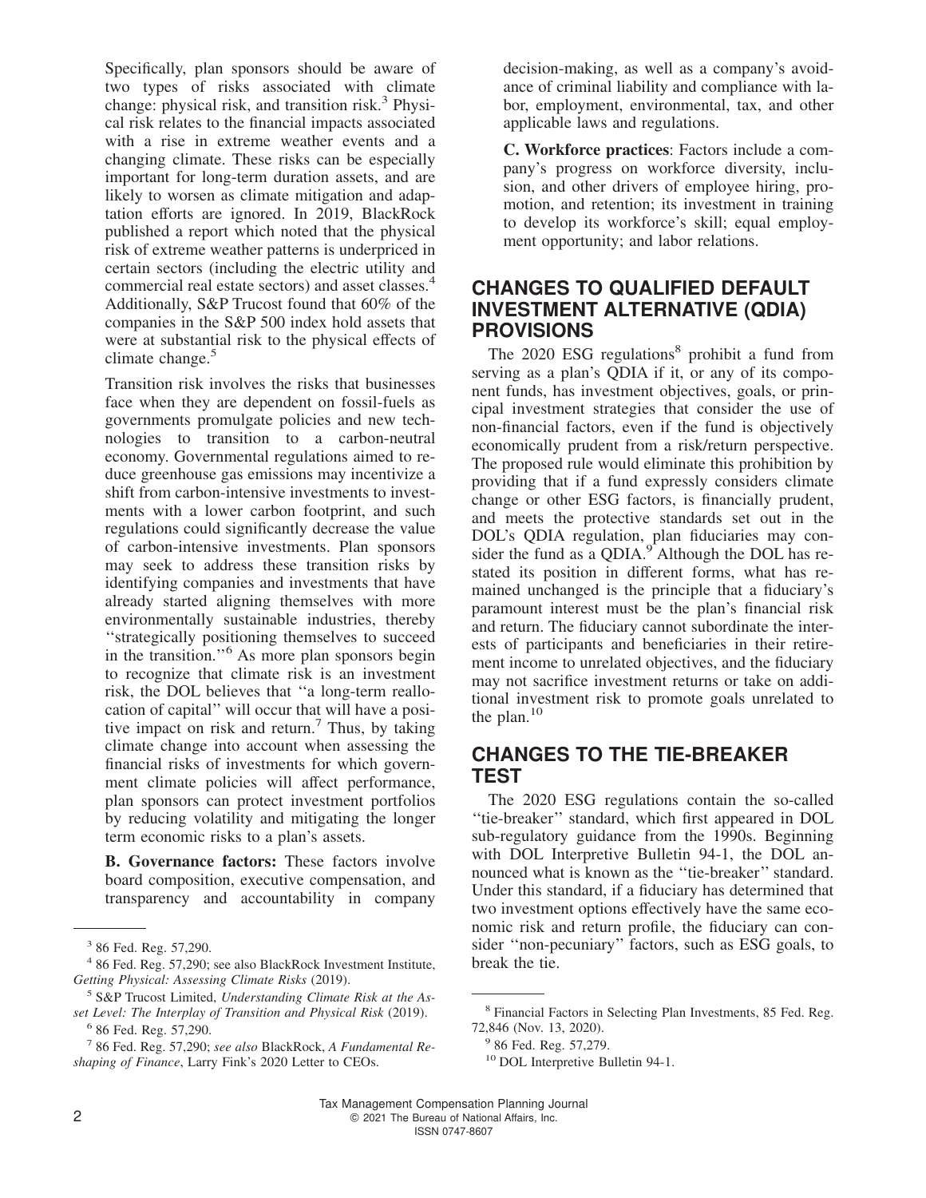Specifically, plan sponsors should be aware of two types of risks associated with climate change: physical risk, and transition risk.[3] Physical risk relates to the financial impacts associated with a rise in extreme weather events and a changing climate. These risks can be especially important for long-term duration assets, and are likely to worsen as climate mitigation and adaptation efforts are ignored. In 2019, BlackRock published a report which noted that the physical risk of extreme weather patterns is underpriced in certain sectors (including the electric utility and commercial real estate sectors) and asset classes.[4] Additionally, S&P Trucost found that 60% of the companies in the S&P 500 index hold assets that were at substantial risk to the physical effects of climate change.[5]

Transition risk involves the risks that businesses face when they are dependent on fossil-fuels as governments promulgate policies and new technologies to transition to a carbon-neutral economy. Governmental regulations aimed to reduce greenhouse gas emissions may incentivize a shift from carbon-intensive investments to investments with a lower carbon footprint, and such regulations could significantly decrease the value of carbon-intensive investments. Plan sponsors may seek to address these transition risks by identifying companies and investments that have already started aligning themselves with more environmentally sustainable industries, thereby "strategically positioning themselves to succeed in the transition."[6] As more plan sponsors begin to recognize that climate risk is an investment risk, the DOL believes that "a long-term reallocation of capital" will occur that will have a positive impact on risk and return.[7] Thus, by taking climate change into account when assessing the financial risks of investments for which government climate policies will affect performance, plan sponsors can protect investment portfolios by reducing volatility and mitigating the longer term economic risks to a plan's assets.

**B. Governance factors:** These factors involve board composition, executive compensation, and transparency and accountability in company decision-making, as well as a company's avoidance of criminal liability and compliance with labor, employment, environmental, tax, and other applicable laws and regulations.

**C. Workforce practices**: Factors include a company's progress on workforce diversity, inclusion, and other drivers of employee hiring, promotion, and retention; its investment in training to develop its workforce's skill; equal employment opportunity; and labor relations.

## CHANGES TO QUALIFIED DEFAULT INVESTMENT ALTERNATIVE (QDIA) PROVISIONS

The 2020 ESG regulations[8] prohibit a fund from serving as a plan's QDIA if it, or any of its component funds, has investment objectives, goals, or principal investment strategies that consider the use of non-financial factors, even if the fund is objectively economically prudent from a risk/return perspective. The proposed rule would eliminate this prohibition by providing that if a fund expressly considers climate change or other ESG factors, is financially prudent, and meets the protective standards set out in the DOL's QDIA regulation, plan fiduciaries may consider the fund as a QDIA.[9] Although the DOL has restated its position in different forms, what has remained unchanged is the principle that a fiduciary's paramount interest must be the plan's financial risk and return. The fiduciary cannot subordinate the interests of participants and beneficiaries in their retirement income to unrelated objectives, and the fiduciary may not sacrifice investment returns or take on additional investment risk to promote goals unrelated to the plan.[10]

## CHANGES TO THE TIE-BREAKER TEST

The 2020 ESG regulations contain the so-called "tie-breaker" standard, which first appeared in DOL sub-regulatory guidance from the 1990s. Beginning with DOL Interpretive Bulletin 94-1, the DOL announced what is known as the "tie-breaker" standard. Under this standard, if a fiduciary has determined that two investment options effectively have the same economic risk and return profile, the fiduciary can consider "non-pecuniary" factors, such as ESG goals, to break the tie.

---

[3] 86 Fed. Reg. 57,290.

[4] 86 Fed. Reg. 57,290; see also BlackRock Investment Institute, *Getting Physical: Assessing Climate Risks* (2019).

[5] S&P Trucost Limited, *Understanding Climate Risk at the Asset Level: The Interplay of Transition and Physical Risk* (2019).

[6] 86 Fed. Reg. 57,290.

[7] 86 Fed. Reg. 57,290; *see also* BlackRock, *A Fundamental Reshaping of Finance*, Larry Fink's 2020 Letter to CEOs.

[8] Financial Factors in Selecting Plan Investments, 85 Fed. Reg. 72,846 (Nov. 13, 2020).

[9] 86 Fed. Reg. 57,279.

[10] DOL Interpretive Bulletin 94-1.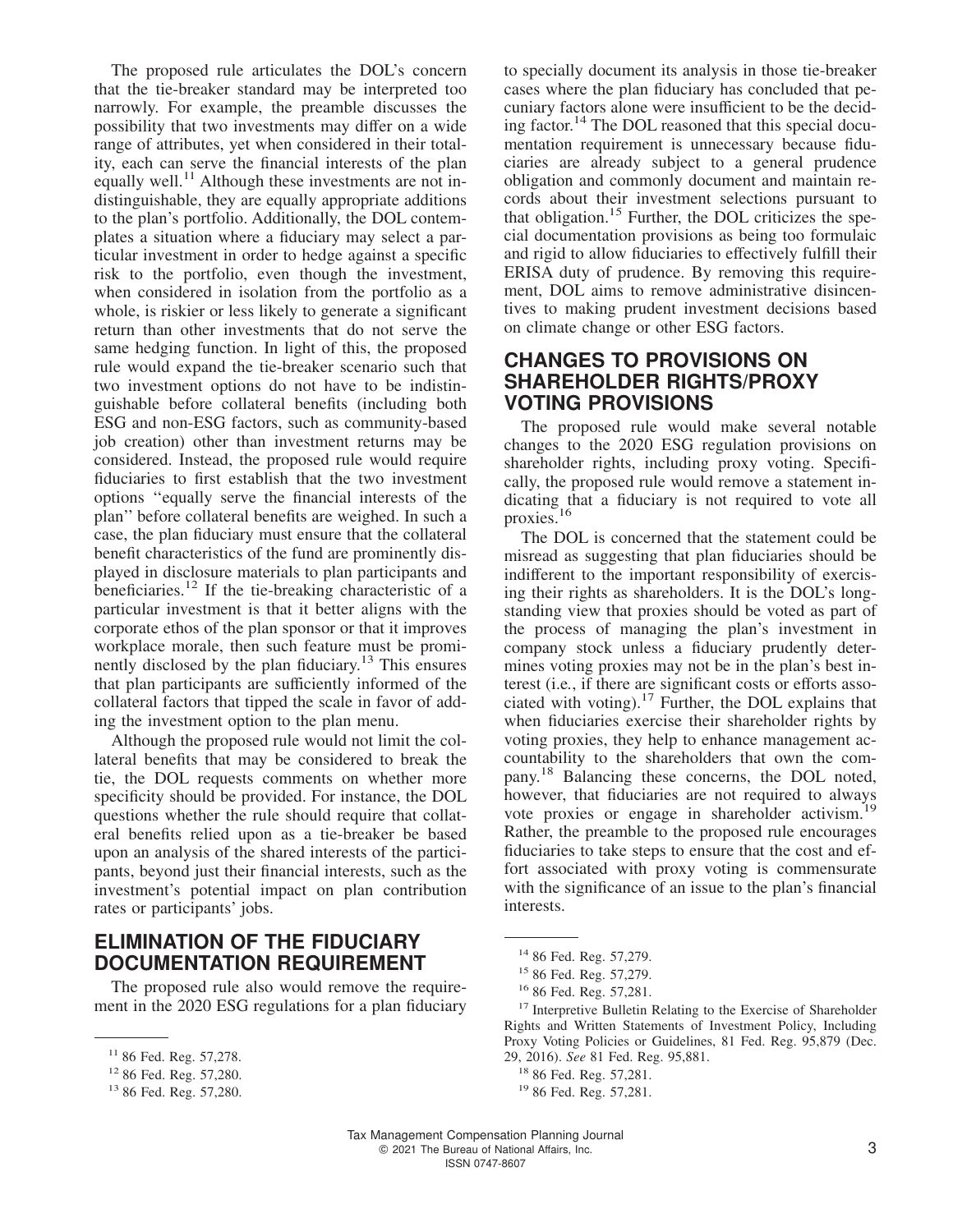The proposed rule articulates the DOL's concern that the tie-breaker standard may be interpreted too narrowly. For example, the preamble discusses the possibility that two investments may differ on a wide range of attributes, yet when considered in their totality, each can serve the financial interests of the plan equally well.[11] Although these investments are not indistinguishable, they are equally appropriate additions to the plan's portfolio. Additionally, the DOL contemplates a situation where a fiduciary may select a particular investment in order to hedge against a specific risk to the portfolio, even though the investment, when considered in isolation from the portfolio as a whole, is riskier or less likely to generate a significant return than other investments that do not serve the same hedging function. In light of this, the proposed rule would expand the tie-breaker scenario such that two investment options do not have to be indistinguishable before collateral benefits (including both ESG and non-ESG factors, such as community-based job creation) other than investment returns may be considered. Instead, the proposed rule would require fiduciaries to first establish that the two investment options ''equally serve the financial interests of the plan'' before collateral benefits are weighed. In such a case, the plan fiduciary must ensure that the collateral benefit characteristics of the fund are prominently displayed in disclosure materials to plan participants and beneficiaries.[12] If the tie-breaking characteristic of a particular investment is that it better aligns with the corporate ethos of the plan sponsor or that it improves workplace morale, then such feature must be prominently disclosed by the plan fiduciary.[13] This ensures that plan participants are sufficiently informed of the collateral factors that tipped the scale in favor of adding the investment option to the plan menu.

Although the proposed rule would not limit the collateral benefits that may be considered to break the tie, the DOL requests comments on whether more specificity should be provided. For instance, the DOL questions whether the rule should require that collateral benefits relied upon as a tie-breaker be based upon an analysis of the shared interests of the participants, beyond just their financial interests, such as the investment's potential impact on plan contribution rates or participants' jobs.

## ELIMINATION OF THE FIDUCIARY DOCUMENTATION REQUIREMENT

The proposed rule also would remove the requirement in the 2020 ESG regulations for a plan fiduciary to specially document its analysis in those tie-breaker cases where the plan fiduciary has concluded that pecuniary factors alone were insufficient to be the deciding factor.[14] The DOL reasoned that this special documentation requirement is unnecessary because fiduciaries are already subject to a general prudence obligation and commonly document and maintain records about their investment selections pursuant to that obligation.[15] Further, the DOL criticizes the special documentation provisions as being too formulaic and rigid to allow fiduciaries to effectively fulfill their ERISA duty of prudence. By removing this requirement, DOL aims to remove administrative disincentives to making prudent investment decisions based on climate change or other ESG factors.

## CHANGES TO PROVISIONS ON SHAREHOLDER RIGHTS/PROXY VOTING PROVISIONS

The proposed rule would make several notable changes to the 2020 ESG regulation provisions on shareholder rights, including proxy voting. Specifically, the proposed rule would remove a statement indicating that a fiduciary is not required to vote all proxies.[16]

The DOL is concerned that the statement could be misread as suggesting that plan fiduciaries should be indifferent to the important responsibility of exercising their rights as shareholders. It is the DOL's longstanding view that proxies should be voted as part of the process of managing the plan's investment in company stock unless a fiduciary prudently determines voting proxies may not be in the plan's best interest (i.e., if there are significant costs or efforts associated with voting).[17] Further, the DOL explains that when fiduciaries exercise their shareholder rights by voting proxies, they help to enhance management accountability to the shareholders that own the company.[18] Balancing these concerns, the DOL noted, however, that fiduciaries are not required to always vote proxies or engage in shareholder activism.[19] Rather, the preamble to the proposed rule encourages fiduciaries to take steps to ensure that the cost and effort associated with proxy voting is commensurate with the significance of an issue to the plan's financial interests.

---

[11] 86 Fed. Reg. 57,278.

[12] 86 Fed. Reg. 57,280.

[13] 86 Fed. Reg. 57,280.

[14] 86 Fed. Reg. 57,279.

[15] 86 Fed. Reg. 57,279.

[16] 86 Fed. Reg. 57,281.

[17] Interpretive Bulletin Relating to the Exercise of Shareholder Rights and Written Statements of Investment Policy, Including Proxy Voting Policies or Guidelines, 81 Fed. Reg. 95,879 (Dec. 29, 2016). *See* 81 Fed. Reg. 95,881.

[18] 86 Fed. Reg. 57,281.

[19] 86 Fed. Reg. 57,281.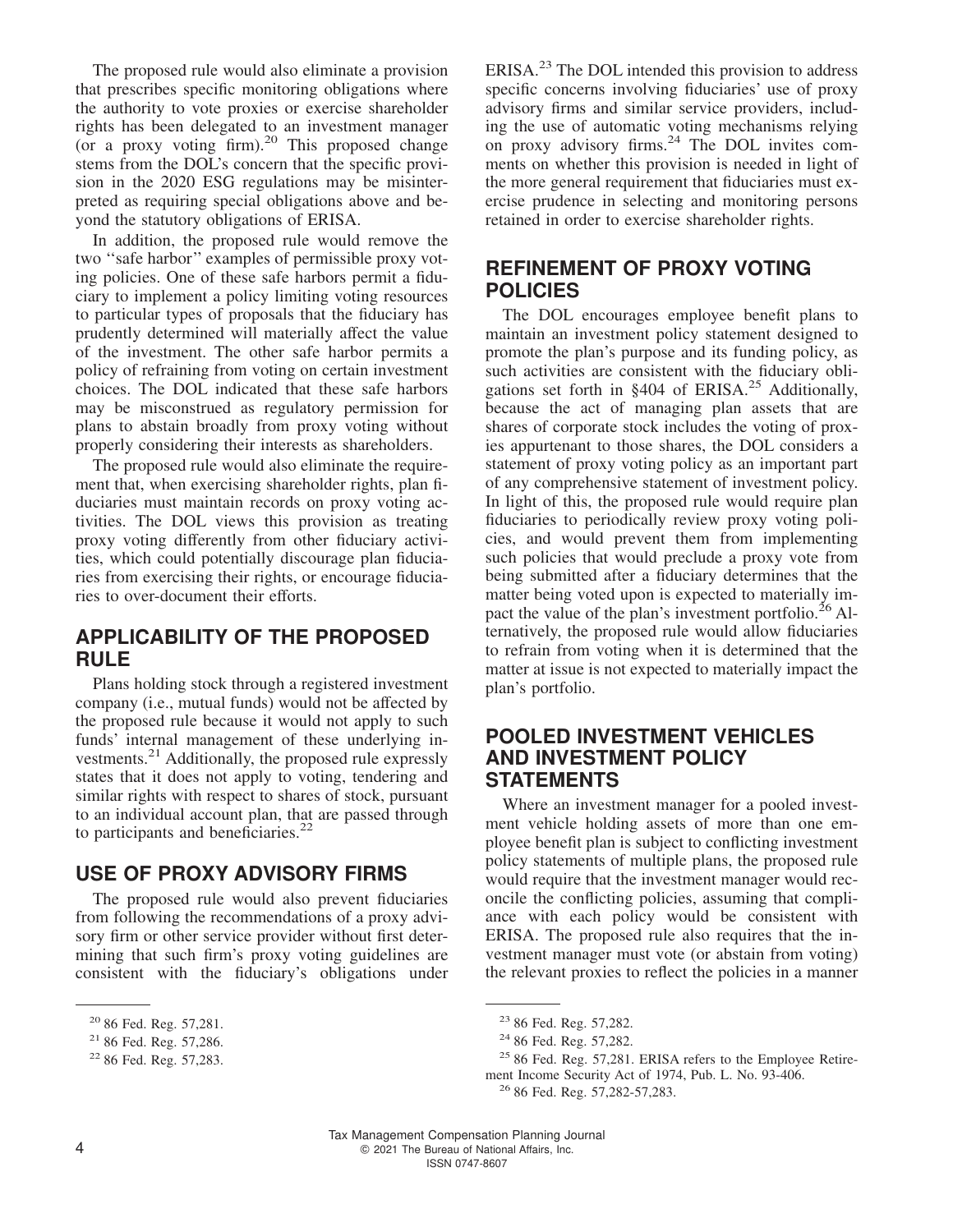The proposed rule would also eliminate a provision that prescribes specific monitoring obligations where the authority to vote proxies or exercise shareholder rights has been delegated to an investment manager (or a proxy voting firm).[20] This proposed change stems from the DOL's concern that the specific provision in the 2020 ESG regulations may be misinterpreted as requiring special obligations above and beyond the statutory obligations of ERISA.

In addition, the proposed rule would remove the two ''safe harbor'' examples of permissible proxy voting policies. One of these safe harbors permit a fiduciary to implement a policy limiting voting resources to particular types of proposals that the fiduciary has prudently determined will materially affect the value of the investment. The other safe harbor permits a policy of refraining from voting on certain investment choices. The DOL indicated that these safe harbors may be misconstrued as regulatory permission for plans to abstain broadly from proxy voting without properly considering their interests as shareholders.

The proposed rule would also eliminate the requirement that, when exercising shareholder rights, plan fiduciaries must maintain records on proxy voting activities. The DOL views this provision as treating proxy voting differently from other fiduciary activities, which could potentially discourage plan fiduciaries from exercising their rights, or encourage fiduciaries to over-document their efforts.

## APPLICABILITY OF THE PROPOSED RULE

Plans holding stock through a registered investment company (i.e., mutual funds) would not be affected by the proposed rule because it would not apply to such funds' internal management of these underlying investments.[21] Additionally, the proposed rule expressly states that it does not apply to voting, tendering and similar rights with respect to shares of stock, pursuant to an individual account plan, that are passed through to participants and beneficiaries.[22]

## USE OF PROXY ADVISORY FIRMS

The proposed rule would also prevent fiduciaries from following the recommendations of a proxy advisory firm or other service provider without first determining that such firm's proxy voting guidelines are consistent with the fiduciary's obligations under ERISA.[23] The DOL intended this provision to address specific concerns involving fiduciaries' use of proxy advisory firms and similar service providers, including the use of automatic voting mechanisms relying on proxy advisory firms.[24] The DOL invites comments on whether this provision is needed in light of the more general requirement that fiduciaries must exercise prudence in selecting and monitoring persons retained in order to exercise shareholder rights.

## REFINEMENT OF PROXY VOTING POLICIES

The DOL encourages employee benefit plans to maintain an investment policy statement designed to promote the plan's purpose and its funding policy, as such activities are consistent with the fiduciary obligations set forth in §404 of ERISA.[25] Additionally, because the act of managing plan assets that are shares of corporate stock includes the voting of proxies appurtenant to those shares, the DOL considers a statement of proxy voting policy as an important part of any comprehensive statement of investment policy. In light of this, the proposed rule would require plan fiduciaries to periodically review proxy voting policies, and would prevent them from implementing such policies that would preclude a proxy vote from being submitted after a fiduciary determines that the matter being voted upon is expected to materially impact the value of the plan's investment portfolio.[26] Alternatively, the proposed rule would allow fiduciaries to refrain from voting when it is determined that the matter at issue is not expected to materially impact the plan's portfolio.

## POOLED INVESTMENT VEHICLES AND INVESTMENT POLICY STATEMENTS

Where an investment manager for a pooled investment vehicle holding assets of more than one employee benefit plan is subject to conflicting investment policy statements of multiple plans, the proposed rule would require that the investment manager would reconcile the conflicting policies, assuming that compliance with each policy would be consistent with ERISA. The proposed rule also requires that the investment manager must vote (or abstain from voting) the relevant proxies to reflect the policies in a manner

---

[20] 86 Fed. Reg. 57,281.

[21] 86 Fed. Reg. 57,286.

[22] 86 Fed. Reg. 57,283.

[23] 86 Fed. Reg. 57,282.

[24] 86 Fed. Reg. 57,282.

[25] 86 Fed. Reg. 57,281. ERISA refers to the Employee Retirement Income Security Act of 1974, Pub. L. No. 93-406.

[26] 86 Fed. Reg. 57,282-57,283.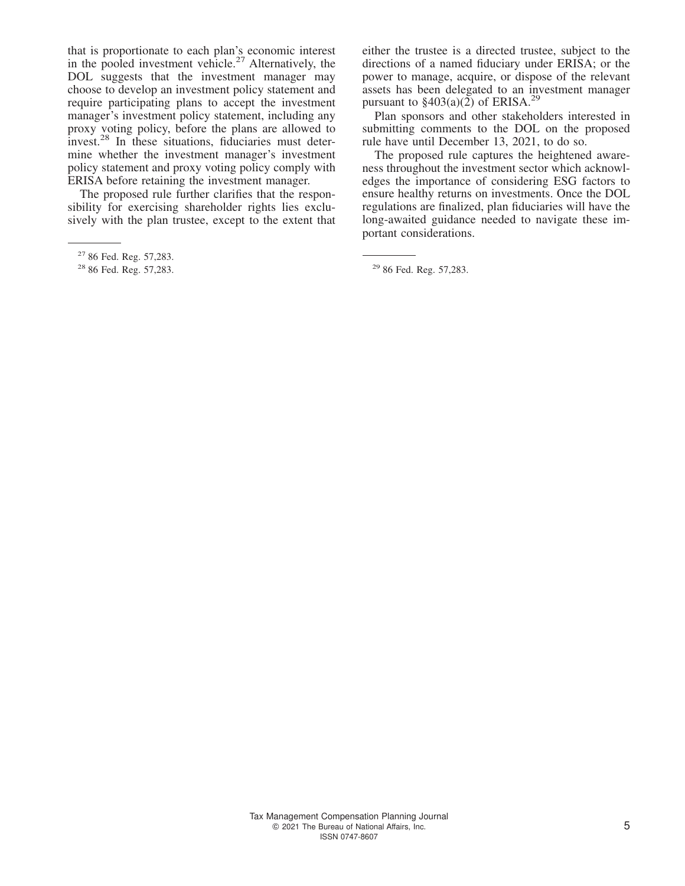that is proportionate to each plan's economic interest in the pooled investment vehicle.[27] Alternatively, the DOL suggests that the investment manager may choose to develop an investment policy statement and require participating plans to accept the investment manager's investment policy statement, including any proxy voting policy, before the plans are allowed to invest.[28] In these situations, fiduciaries must determine whether the investment manager's investment policy statement and proxy voting policy comply with ERISA before retaining the investment manager.

The proposed rule further clarifies that the responsibility for exercising shareholder rights lies exclusively with the plan trustee, except to the extent that either the trustee is a directed trustee, subject to the directions of a named fiduciary under ERISA; or the power to manage, acquire, or dispose of the relevant assets has been delegated to an investment manager pursuant to §403(a)(2) of ERISA.[29]

Plan sponsors and other stakeholders interested in submitting comments to the DOL on the proposed rule have until December 13, 2021, to do so.

The proposed rule captures the heightened awareness throughout the investment sector which acknowledges the importance of considering ESG factors to ensure healthy returns on investments. Once the DOL regulations are finalized, plan fiduciaries will have the long-awaited guidance needed to navigate these important considerations.

---

[27] 86 Fed. Reg. 57,283.

[28] 86 Fed. Reg. 57,283.

[29] 86 Fed. Reg. 57,283.